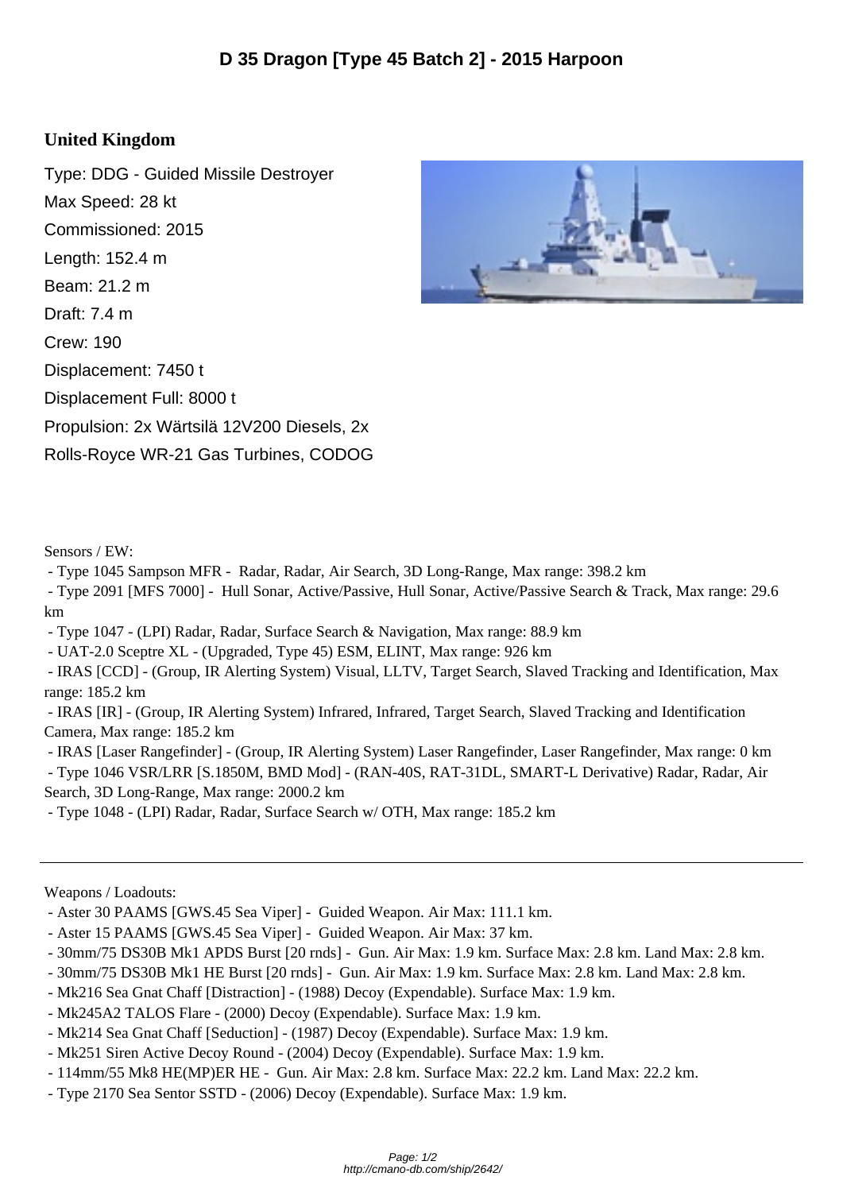# D 35 Dragon [Type 45 Batch 2] - 2015 Harpoon

## United Kingdom

Type: DDG - Guided Missile Destroyer
Max Speed: 28 kt
Commissioned: 2015
Length: 152.4 m
Beam: 21.2 m
Draft: 7.4 m
Crew: 190
Displacement: 7450 t
Displacement Full: 8000 t
Propulsion: 2x Wärtsilä 12V200 Diesels, 2x Rolls-Royce WR-21 Gas Turbines, CODOG

Sensors / EW:

- Type 1045 Sampson MFR - Radar, Radar, Air Search, 3D Long-Range, Max range: 398.2 km
- Type 2091 [MFS 7000] - Hull Sonar, Active/Passive, Hull Sonar, Active/Passive Search & Track, Max range: 29.6 km
- Type 1047 - (LPI) Radar, Radar, Surface Search & Navigation, Max range: 88.9 km
- UAT-2.0 Sceptre XL - (Upgraded, Type 45) ESM, ELINT, Max range: 926 km
- IRAS [CCD] - (Group, IR Alerting System) Visual, LLTV, Target Search, Slaved Tracking and Identification, Max range: 185.2 km
- IRAS [IR] - (Group, IR Alerting System) Infrared, Infrared, Target Search, Slaved Tracking and Identification Camera, Max range: 185.2 km
- IRAS [Laser Rangefinder] - (Group, IR Alerting System) Laser Rangefinder, Laser Rangefinder, Max range: 0 km
- Type 1046 VSR/LRR [S.1850M, BMD Mod] - (RAN-40S, RAT-31DL, SMART-L Derivative) Radar, Radar, Air Search, 3D Long-Range, Max range: 2000.2 km
- Type 1048 - (LPI) Radar, Radar, Surface Search w/ OTH, Max range: 185.2 km

---

Weapons / Loadouts:

- Aster 30 PAAMS [GWS.45 Sea Viper] - Guided Weapon. Air Max: 111.1 km.
- Aster 15 PAAMS [GWS.45 Sea Viper] - Guided Weapon. Air Max: 37 km.
- 30mm/75 DS30B Mk1 APDS Burst [20 rnds] - Gun. Air Max: 1.9 km. Surface Max: 2.8 km. Land Max: 2.8 km.
- 30mm/75 DS30B Mk1 HE Burst [20 rnds] - Gun. Air Max: 1.9 km. Surface Max: 2.8 km. Land Max: 2.8 km.
- Mk216 Sea Gnat Chaff [Distraction] - (1988) Decoy (Expendable). Surface Max: 1.9 km.
- Mk245A2 TALOS Flare - (2000) Decoy (Expendable). Surface Max: 1.9 km.
- Mk214 Sea Gnat Chaff [Seduction] - (1987) Decoy (Expendable). Surface Max: 1.9 km.
- Mk251 Siren Active Decoy Round - (2004) Decoy (Expendable). Surface Max: 1.9 km.
- 114mm/55 Mk8 HE(MP)ER HE - Gun. Air Max: 2.8 km. Surface Max: 22.2 km. Land Max: 22.2 km.
- Type 2170 Sea Sentor SSTD - (2006) Decoy (Expendable). Surface Max: 1.9 km.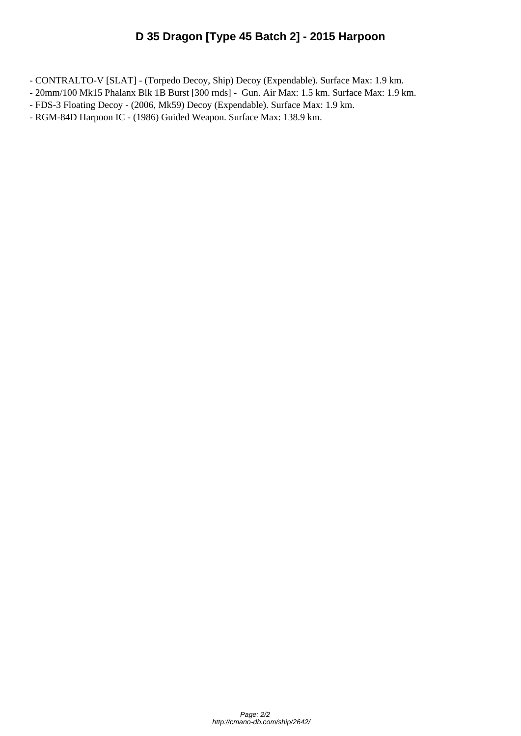- CONTRALTO-V [SLAT] - (Torpedo Decoy, Ship) Decoy (Expendable). Surface Max: 1.9 km.
- 20mm/100 Mk15 Phalanx Blk 1B Burst [300 rnds] - Gun. Air Max: 1.5 km. Surface Max: 1.9 km.
- FDS-3 Floating Decoy - (2006, Mk59) Decoy (Expendable). Surface Max: 1.9 km.
- RGM-84D Harpoon IC - (1986) Guided Weapon. Surface Max: 138.9 km.